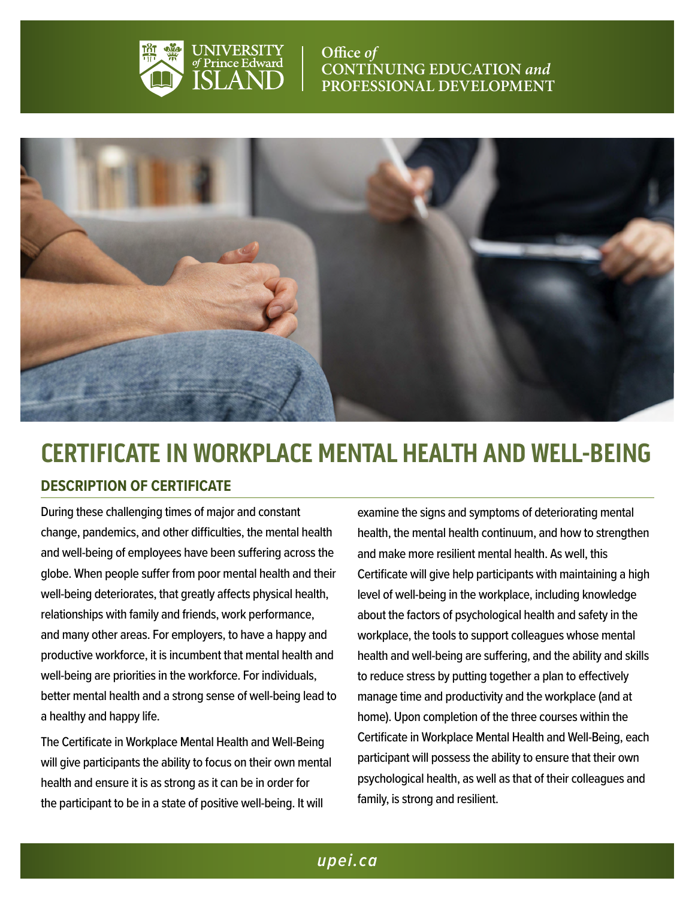# CERTIFICATE IN WORKPLACE MENTAL HEALTH AND WELL-BEING

## DESCRIPTION OF CERTIFICATE

During these challenging times of major and constant change, pandemics, and other difficulties, the mental health and well-being of employees have been suffering across the globe. When people suffer from poor mental health and their well-being deteriorates, that greatly affects physical health, relationships with family and friends, work performance, and many other areas. For employers, to have a happy and productive workforce, it is incumbent that mental health and well-being are priorities in the workforce. For individuals, better mental health and a strong sense of well-being lead to a healthy and happy life.

The Certificate in Workplace Mental Health and Well-Being will give participants the ability to focus on their own mental health and ensure it is as strong as it can be in order for the participant to be in a state of positive well-being. It will examine the signs and symptoms of deteriorating mental health, the mental health continuum, and how to strengthen and make more resilient mental health. As well, this Certificate will give help participants with maintaining a high level of well-being in the workplace, including knowledge about the factors of psychological health and safety in the workplace, the tools to support colleagues whose mental health and well-being are suffering, and the ability and skills to reduce stress by putting together a plan to effectively manage time and productivity and the workplace (and at home). Upon completion of the three courses within the Certificate in Workplace Mental Health and Well-Being, each participant will possess the ability to ensure that their own psychological health, as well as that of their colleagues and family, is strong and resilient.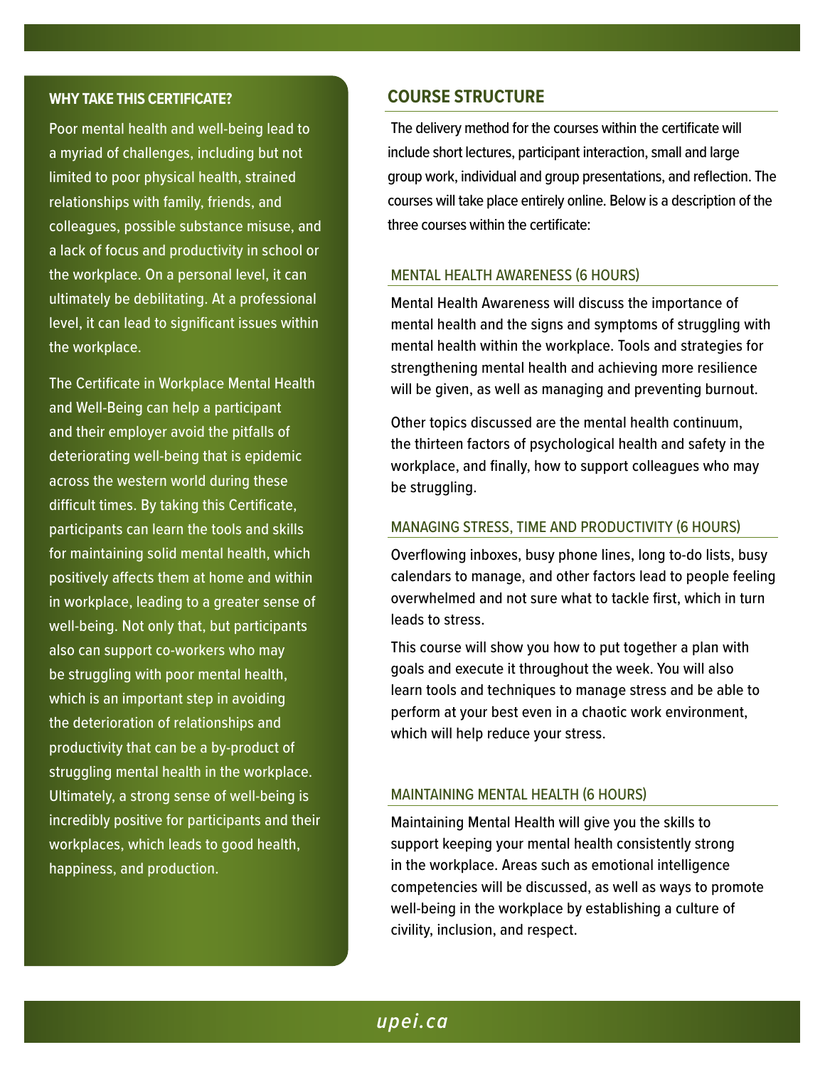## WHY TAKE THIS CERTIFICATE?

Poor mental health and well-being lead to a myriad of challenges, including but not limited to poor physical health, strained relationships with family, friends, and colleagues, possible substance misuse, and a lack of focus and productivity in school or the workplace. On a personal level, it can ultimately be debilitating. At a professional level, it can lead to significant issues within the workplace.

The Certificate in Workplace Mental Health and Well-Being can help a participant and their employer avoid the pitfalls of deteriorating well-being that is epidemic across the western world during these difficult times. By taking this Certificate, participants can learn the tools and skills for maintaining solid mental health, which positively affects them at home and within in workplace, leading to a greater sense of well-being. Not only that, but participants also can support co-workers who may be struggling with poor mental health, which is an important step in avoiding the deterioration of relationships and productivity that can be a by-product of struggling mental health in the workplace. Ultimately, a strong sense of well-being is incredibly positive for participants and their workplaces, which leads to good health, happiness, and production.

## COURSE STRUCTURE

The delivery method for the courses within the certificate will include short lectures, participant interaction, small and large group work, individual and group presentations, and reflection. The courses will take place entirely online. Below is a description of the three courses within the certificate:

### MENTAL HEALTH AWARENESS (6 HOURS)

Mental Health Awareness will discuss the importance of mental health and the signs and symptoms of struggling with mental health within the workplace. Tools and strategies for strengthening mental health and achieving more resilience will be given, as well as managing and preventing burnout.

Other topics discussed are the mental health continuum, the thirteen factors of psychological health and safety in the workplace, and finally, how to support colleagues who may be struggling.

### MANAGING STRESS, TIME AND PRODUCTIVITY (6 HOURS)

Overflowing inboxes, busy phone lines, long to-do lists, busy calendars to manage, and other factors lead to people feeling overwhelmed and not sure what to tackle first, which in turn leads to stress.

This course will show you how to put together a plan with goals and execute it throughout the week. You will also learn tools and techniques to manage stress and be able to perform at your best even in a chaotic work environment, which will help reduce your stress.

### MAINTAINING MENTAL HEALTH (6 HOURS)

Maintaining Mental Health will give you the skills to support keeping your mental health consistently strong in the workplace. Areas such as emotional intelligence competencies will be discussed, as well as ways to promote well-being in the workplace by establishing a culture of civility, inclusion, and respect.

*upei.ca*